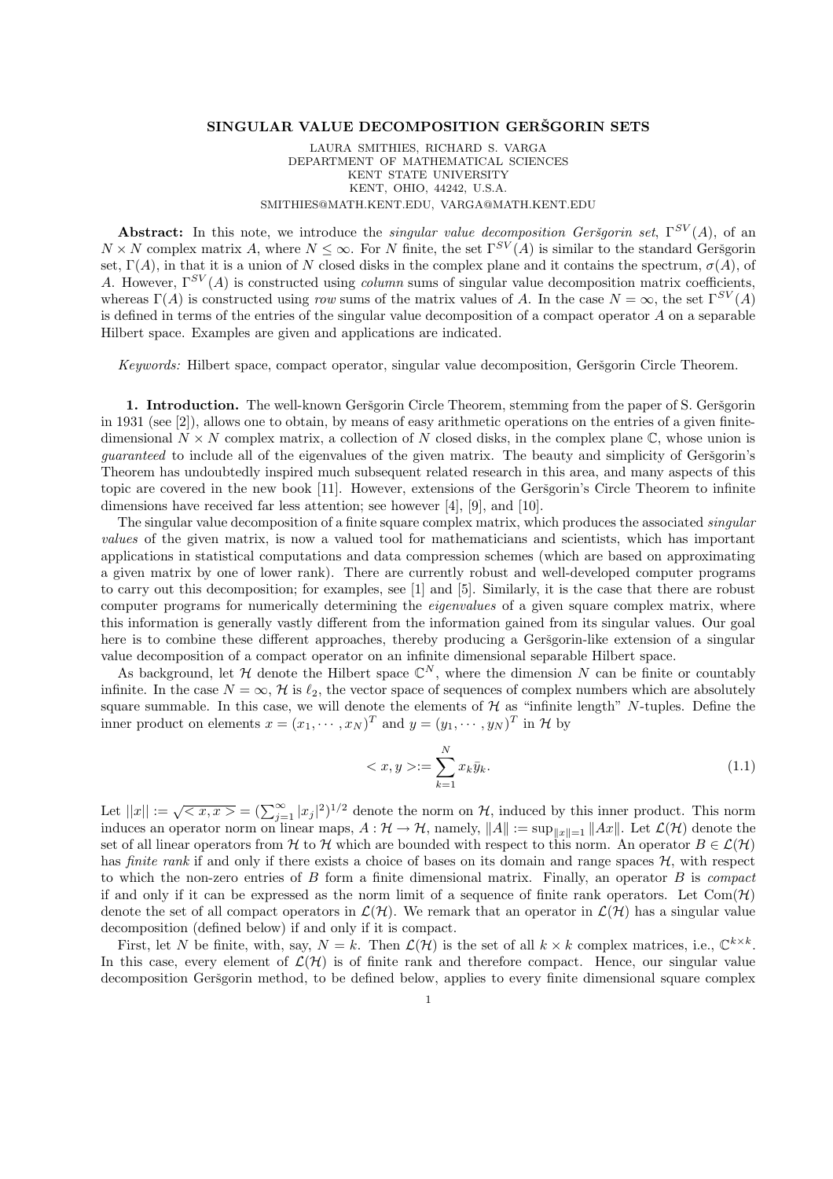# SINGULAR VALUE DECOMPOSITION GERŠGORIN SETS

LAURA SMITHIES, RICHARD S. VARGA
DEPARTMENT OF MATHEMATICAL SCIENCES
KENT STATE UNIVERSITY
KENT, OHIO, 44242, U.S.A.
SMITHIES@MATH.KENT.EDU, VARGA@MATH.KENT.EDU

**Abstract:** In this note, we introduce the *singular value decomposition Geršgorin set*, $\Gamma^{SV}(A)$, of an $N \times N$ complex matrix $A$, where $N \leq \infty$. For $N$ finite, the set $\Gamma^{SV}(A)$ is similar to the standard Geršgorin set, $\Gamma(A)$, in that it is a union of $N$ closed disks in the complex plane and it contains the spectrum, $\sigma(A)$, of $A$. However, $\Gamma^{SV}(A)$ is constructed using *column* sums of singular value decomposition matrix coefficients, whereas $\Gamma(A)$ is constructed using *row* sums of the matrix values of $A$. In the case $N = \infty$, the set $\Gamma^{SV}(A)$ is defined in terms of the entries of the singular value decomposition of a compact operator $A$ on a separable Hilbert space. Examples are given and applications are indicated.

*Keywords:* Hilbert space, compact operator, singular value decomposition, Geršgorin Circle Theorem.

**1. Introduction.** The well-known Geršgorin Circle Theorem, stemming from the paper of S. Geršgorin in 1931 (see [2]), allows one to obtain, by means of easy arithmetic operations on the entries of a given finite-dimensional $N \times N$ complex matrix, a collection of $N$ closed disks, in the complex plane $\mathbb{C}$, whose union is *guaranteed* to include all of the eigenvalues of the given matrix. The beauty and simplicity of Geršgorin's Theorem has undoubtedly inspired much subsequent related research in this area, and many aspects of this topic are covered in the new book [11]. However, extensions of the Geršgorin's Circle Theorem to infinite dimensions have received far less attention; see however [4], [9], and [10].

The singular value decomposition of a finite square complex matrix, which produces the associated *singular values* of the given matrix, is now a valued tool for mathematicians and scientists, which has important applications in statistical computations and data compression schemes (which are based on approximating a given matrix by one of lower rank). There are currently robust and well-developed computer programs to carry out this decomposition; for examples, see [1] and [5]. Similarly, it is the case that there are robust computer programs for numerically determining the *eigenvalues* of a given square complex matrix, where this information is generally vastly different from the information gained from its singular values. Our goal here is to combine these different approaches, thereby producing a Geršgorin-like extension of a singular value decomposition of a compact operator on an infinite dimensional separable Hilbert space.

As background, let $\mathcal{H}$ denote the Hilbert space $\mathbb{C}^N$, where the dimension $N$ can be finite or countably infinite. In the case $N = \infty$, $\mathcal{H}$ is $\ell_2$, the vector space of sequences of complex numbers which are absolutely square summable. In this case, we will denote the elements of $\mathcal{H}$ as "infinite length" $N$-tuples. Define the inner product on elements $x = (x_1, \cdots, x_N)^T$ and $y = (y_1, \cdots, y_N)^T$ in $\mathcal{H}$ by

$$< x, y > := \sum_{k=1}^{N} x_k \bar{y}_k. \tag{1.1}$$

Let $||x|| := \sqrt{< x, x >} = (\sum_{j=1}^{\infty} |x_j|^2)^{1/2}$ denote the norm on $\mathcal{H}$, induced by this inner product. This norm induces an operator norm on linear maps, $A : \mathcal{H} \to \mathcal{H}$, namely, $\|A\| := \sup_{\|x\|=1} \|Ax\|$. Let $\mathcal{L}(\mathcal{H})$ denote the set of all linear operators from $\mathcal{H}$ to $\mathcal{H}$ which are bounded with respect to this norm. An operator $B \in \mathcal{L}(\mathcal{H})$ has *finite rank* if and only if there exists a choice of bases on its domain and range spaces $\mathcal{H}$, with respect to which the non-zero entries of $B$ form a finite dimensional matrix. Finally, an operator $B$ is *compact* if and only if it can be expressed as the norm limit of a sequence of finite rank operators. Let $\text{Com}(\mathcal{H})$ denote the set of all compact operators in $\mathcal{L}(\mathcal{H})$. We remark that an operator in $\mathcal{L}(\mathcal{H})$ has a singular value decomposition (defined below) if and only if it is compact.

First, let $N$ be finite, with, say, $N = k$. Then $\mathcal{L}(\mathcal{H})$ is the set of all $k \times k$ complex matrices, i.e., $\mathbb{C}^{k \times k}$. In this case, every element of $\mathcal{L}(\mathcal{H})$ is of finite rank and therefore compact. Hence, our singular value decomposition Geršgorin method, to be defined below, applies to every finite dimensional square complex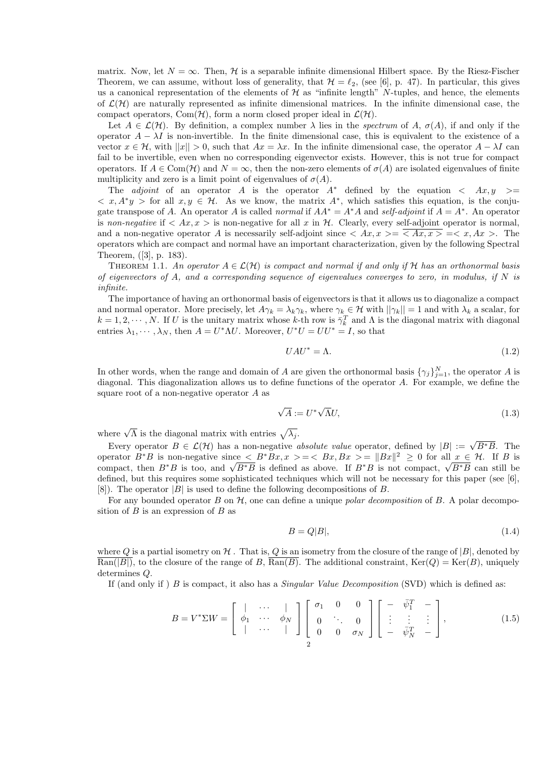matrix. Now, let $N = \infty$. Then, $\mathcal{H}$ is a separable infinite dimensional Hilbert space. By the Riesz-Fischer Theorem, we can assume, without loss of generality, that $\mathcal{H} = \ell_2$, (see [6], p. 47). In particular, this gives us a canonical representation of the elements of $\mathcal{H}$ as "infinite length" $N$-tuples, and hence, the elements of $\mathcal{L}(\mathcal{H})$ are naturally represented as infinite dimensional matrices. In the infinite dimensional case, the compact operators, $\mathrm{Com}(\mathcal{H})$, form a norm closed proper ideal in $\mathcal{L}(\mathcal{H})$.

Let $A \in \mathcal{L}(\mathcal{H})$. By definition, a complex number $\lambda$ lies in the *spectrum* of $A$, $\sigma(A)$, if and only if the operator $A - \lambda I$ is non-invertible. In the finite dimensional case, this is equivalent to the existence of a vector $x \in \mathcal{H}$, with $||x|| > 0$, such that $Ax = \lambda x$. In the infinite dimensional case, the operator $A - \lambda I$ can fail to be invertible, even when no corresponding eigenvector exists. However, this is not true for compact operators. If $A \in \mathrm{Com}(\mathcal{H})$ and $N = \infty$, then the non-zero elements of $\sigma(A)$ are isolated eigenvalues of finite multiplicity and zero is a limit point of eigenvalues of $\sigma(A)$.

The *adjoint* of an operator $A$ is the operator $A^*$ defined by the equation $< Ax, y > = < x, A^*y >$ for all $x, y \in \mathcal{H}$. As we know, the matrix $A^*$, which satisfies this equation, is the conjugate transpose of $A$. An operator $A$ is called *normal* if $AA^* = A^*A$ and *self-adjoint* if $A = A^*$. An operator is *non-negative* if $< Ax, x >$ is non-negative for all $x$ in $\mathcal{H}$. Clearly, every self-adjoint operator is normal, and a non-negative operator $A$ is necessarily self-adjoint since $< Ax, x > = \overline{< Ax, x >} = < x, Ax >$. The operators which are compact and normal have an important characterization, given by the following Spectral Theorem, ([3], p. 183).

Theorem 1.1. *An operator $A \in \mathcal{L}(\mathcal{H})$ is compact and normal if and only if $\mathcal{H}$ has an orthonormal basis of eigenvectors of $A$, and a corresponding sequence of eigenvalues converges to zero, in modulus, if $N$ is infinite.*

The importance of having an orthonormal basis of eigenvectors is that it allows us to diagonalize a compact and normal operator. More precisely, let $A\gamma_k = \lambda_k \gamma_k$, where $\gamma_k \in \mathcal{H}$ with $||\gamma_k|| = 1$ and with $\lambda_k$ a scalar, for $k = 1, 2, \cdots, N$. If $U$ is the unitary matrix whose $k$-th row is $\bar{\gamma}_k^T$ and $\Lambda$ is the diagonal matrix with diagonal entries $\lambda_1, \cdots, \lambda_N$, then $A = U^* \Lambda U$. Moreover, $U^*U = UU^* = I$, so that

$$UAU^* = \Lambda. \tag{1.2}$$

In other words, when the range and domain of $A$ are given the orthonormal basis $\{\gamma_j\}_{j=1}^N$, the operator $A$ is diagonal. This diagonalization allows us to define functions of the operator $A$. For example, we define the square root of a non-negative operator $A$ as

$$\sqrt{A} := U^* \sqrt{\Lambda} U, \tag{1.3}$$

where $\sqrt{\Lambda}$ is the diagonal matrix with entries $\sqrt{\lambda_j}$.

Every operator $B \in \mathcal{L}(\mathcal{H})$ has a non-negative *absolute value* operator, defined by $|B| := \sqrt{B^*B}$. The operator $B^*B$ is non-negative since $< B^*Bx, x > = < Bx, Bx > = \|Bx\|^2 \geq 0$ for all $x \in \mathcal{H}$. If $B$ is compact, then $B^*B$ is too, and $\sqrt{B^*B}$ is defined as above. If $B^*B$ is not compact, $\sqrt{B^*B}$ can still be defined, but this requires some sophisticated techniques which will not be necessary for this paper (see [6], [8]). The operator $|B|$ is used to define the following decompositions of $B$.

For any bounded operator $B$ on $\mathcal{H}$, one can define a unique *polar decomposition* of $B$. A polar decomposition of $B$ is an expression of $B$ as

$$B = Q|B|, \tag{1.4}$$

where $Q$ is a partial isometry on $\mathcal{H}$ . That is, $Q$ is an isometry from the closure of the range of $|B|$, denoted by $\overline{\mathrm{Ran}(|B|)}$, to the closure of the range of $B$, $\overline{\mathrm{Ran}(B)}$. The additional constraint, $\mathrm{Ker}(Q) = \mathrm{Ker}(B)$, uniquely determines $Q$.

If (and only if ) $B$ is compact, it also has a *Singular Value Decomposition* (SVD) which is defined as:

$$B = V^* \Sigma W = \begin{bmatrix} | & \cdots & | \\ \phi_1 & \cdots & \phi_N \\ | & \cdots & | \end{bmatrix} \begin{bmatrix} \sigma_1 & 0 & 0 \\ 0 & \ddots & 0 \\ 0 & 0 & \sigma_N \end{bmatrix} \begin{bmatrix} - & \bar{\psi}_1^T & - \\ \vdots & \vdots & \vdots \\ - & \bar{\psi}_N^T & - \end{bmatrix}, \tag{1.5}$$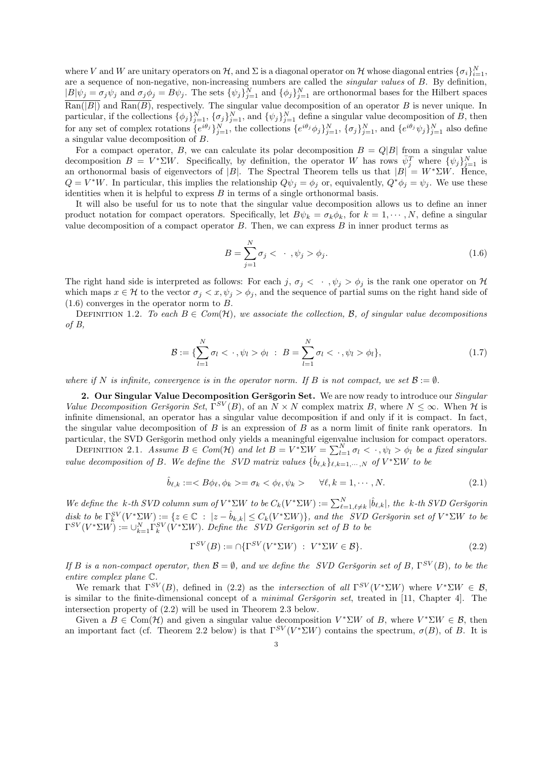where $V$ and $W$ are unitary operators on $\mathcal{H}$, and $\Sigma$ is a diagonal operator on $\mathcal{H}$ whose diagonal entries $\{\sigma_i\}_{i=1}^N$, are a sequence of non-negative, non-increasing numbers are called the *singular values* of $B$. By definition, $|B|\psi_j = \sigma_j\psi_j$ and $\sigma_j\phi_j = B\psi_j$. The sets $\{\psi_j\}_{j=1}^N$ and $\{\phi_j\}_{j=1}^N$ are orthonormal bases for the Hilbert spaces $\overline{\text{Ran}(|B|)}$ and $\overline{\text{Ran}(B)}$, respectively. The singular value decomposition of an operator $B$ is never unique. In particular, if the collections $\{\phi_j\}_{j=1}^N$, $\{\sigma_j\}_{j=1}^N$, and $\{\psi_j\}_{j=1}^N$ define a singular value decomposition of $B$, then for any set of complex rotations $\{e^{i\theta_j}\}_{j=1}^N$, the collections $\{e^{i\theta_j}\phi_j\}_{j=1}^N$, $\{\sigma_j\}_{j=1}^N$, and $\{e^{i\theta_j}\psi_j\}_{j=1}^N$ also define a singular value decomposition of $B$.

For a compact operator, $B$, we can calculate its polar decomposition $B = Q|B|$ from a singular value decomposition $B = V^*\Sigma W$. Specifically, by definition, the operator $W$ has rows $\bar{\psi}_j^T$ where $\{\psi_j\}_{j=1}^N$ is an orthonormal basis of eigenvectors of $|B|$. The Spectral Theorem tells us that $|B| = W^*\Sigma W$. Hence, $Q = V^*W$. In particular, this implies the relationship $Q\psi_j = \phi_j$ or, equivalently, $Q^*\phi_j = \psi_j$. We use these identities when it is helpful to express $B$ in terms of a single orthonormal basis.

It will also be useful for us to note that the singular value decomposition allows us to define an inner product notation for compact operators. Specifically, let $B\psi_k = \sigma_k\phi_k$, for $k = 1, \cdots, N$, define a singular value decomposition of a compact operator $B$. Then, we can express $B$ in inner product terms as

$$B = \sum_{j=1}^{N} \sigma_j < \ \cdot\ , \psi_j > \phi_j. \tag{1.6}$$

The right hand side is interpreted as follows: For each $j$, $\sigma_j < \ \cdot\ , \psi_j > \phi_j$ is the rank one operator on $\mathcal{H}$ which maps $x \in \mathcal{H}$ to the vector $\sigma_j < x, \psi_j > \phi_j$, and the sequence of partial sums on the right hand side of (1.6) converges in the operator norm to $B$.

Definition 1.2. *To each $B \in Com(\mathcal{H})$, we associate the collection, $\mathcal{B}$, of singular value decompositions of $B$,*

$$\mathcal{B} := \{\sum_{l=1}^{N} \sigma_l < \cdot, \psi_l > \phi_l \ : \ B = \sum_{l=1}^{N} \sigma_l < \cdot, \psi_l > \phi_l\}, \tag{1.7}$$

*where if $N$ is infinite, convergence is in the operator norm. If $B$ is not compact, we set $\mathcal{B} := \emptyset$.*

## 2. Our Singular Value Decomposition Geršgorin Set.

We are now ready to introduce our *Singular Value Decomposition Geršgorin Set*, $\Gamma^{SV}(B)$, of an $N \times N$ complex matrix $B$, where $N \leq \infty$. When $\mathcal{H}$ is infinite dimensional, an operator has a singular value decomposition if and only if it is compact. In fact, the singular value decomposition of $B$ is an expression of $B$ as a norm limit of finite rank operators. In particular, the SVD Geršgorin method only yields a meaningful eigenvalue inclusion for compact operators.

Definition 2.1. *Assume $B \in Com(\mathcal{H})$ and let $B = V^*\Sigma W = \sum_{l=1}^{N} \sigma_l < \cdot, \psi_l > \phi_l$ be a fixed singular value decomposition of $B$. We define the SVD matrix values $\{\hat{b}_{\ell,k}\}_{\ell,k=1,\cdots,N}$ of $V^*\Sigma W$ to be*

$$\hat{b}_{\ell,k} := < B\phi_\ell, \phi_k > = \sigma_k < \phi_\ell, \psi_k > \qquad \forall \ell, k = 1, \cdots, N. \tag{2.1}$$

*We define the $k$-th SVD column sum of $V^*\Sigma W$ to be $C_k(V^*\Sigma W) := \sum_{\ell=1, \ell\neq k}^{N} |\hat{b}_{\ell,k}|$, the $k$-th SVD Geršgorin disk to be $\Gamma_k^{SV}(V^*\Sigma W) := \{z \in \mathbb{C} \ : \ |z - \hat{b}_{k,k}| \leq C_k(V^*\Sigma W)\}$, and the SVD Geršgorin set of $V^*\Sigma W$ to be $\Gamma^{SV}(V^*\Sigma W) := \cup_{k=1}^{N} \Gamma_k^{SV}(V^*\Sigma W)$. Define the SVD Geršgorin set of $B$ to be*

$$\Gamma^{SV}(B) := \cap\{\Gamma^{SV}(V^*\Sigma W) \ : \ V^*\Sigma W \in \mathcal{B}\}. \tag{2.2}$$

*If $B$ is a non-compact operator, then $\mathcal{B} = \emptyset$, and we define the SVD Geršgorin set of $B$, $\Gamma^{SV}(B)$, to be the entire complex plane $\mathbb{C}$.*

We remark that $\Gamma^{SV}(B)$, defined in (2.2) as the *intersection* of *all* $\Gamma^{SV}(V^*\Sigma W)$ where $V^*\Sigma W \in \mathcal{B}$, is similar to the finite-dimensional concept of a *minimal Geršgorin set*, treated in [11, Chapter 4]. The intersection property of (2.2) will be used in Theorem 2.3 below.

Given a $B \in \text{Com}(\mathcal{H})$ and given a singular value decomposition $V^*\Sigma W$ of $B$, where $V^*\Sigma W \in \mathcal{B}$, then an important fact (cf. Theorem 2.2 below) is that $\Gamma^{SV}(V^*\Sigma W)$ contains the spectrum, $\sigma(B)$, of $B$. It is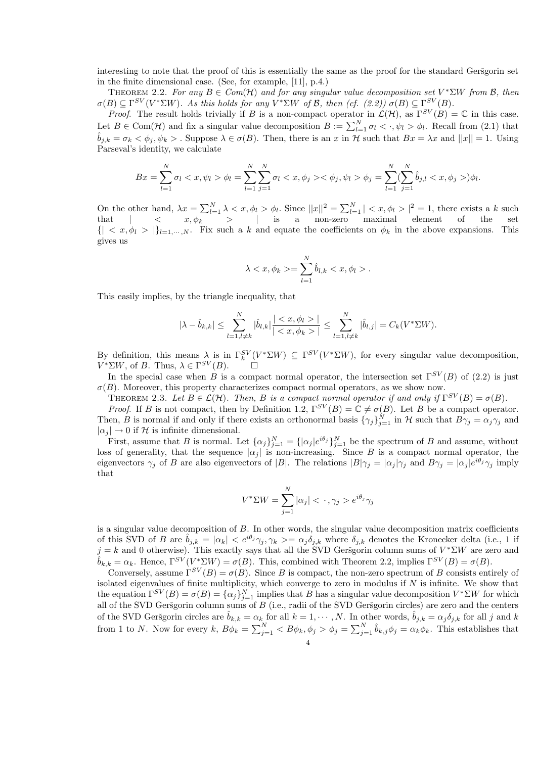interesting to note that the proof of this is essentially the same as the proof for the standard Geršgorin set in the finite dimensional case. (See, for example, [11], p.4.)

Theorem 2.2. *For any $B \in Com(\mathcal{H})$ and for any singular value decomposition set $V^*\Sigma W$ from $\mathcal{B}$, then $\sigma(B) \subseteq \Gamma^{SV}(V^*\Sigma W)$. As this holds for any $V^*\Sigma W$ of $\mathcal{B}$, then (cf. (2.2)) $\sigma(B) \subseteq \Gamma^{SV}(B)$.*

*Proof*. The result holds trivially if $B$ is a non-compact operator in $\mathcal{L}(\mathcal{H})$, as $\Gamma^{SV}(B) = \mathbb{C}$ in this case. Let $B \in \mathrm{Com}(\mathcal{H})$ and fix a singular value decomposition $B := \sum_{l=1}^{N} \sigma_l < \cdot, \psi_l > \phi_l$. Recall from (2.1) that $\hat{b}_{j,k} = \sigma_k < \phi_j, \psi_k >$. Suppose $\lambda \in \sigma(B)$. Then, there is an $x$ in $\mathcal{H}$ such that $Bx = \lambda x$ and $||x|| = 1$. Using Parseval's identity, we calculate

$$Bx = \sum_{l=1}^{N} \sigma_l < x, \psi_l > \phi_l = \sum_{l=1}^{N} \sum_{j=1}^{N} \sigma_l < x, \phi_j >< \phi_j, \psi_l > \phi_j = \sum_{l=1}^{N} (\sum_{j=1}^{N} \hat{b}_{j,l} < x, \phi_j >) \phi_l.$$

On the other hand, $\lambda x = \sum_{l=1}^{N} \lambda < x, \phi_l > \phi_l$. Since $||x||^2 = \sum_{l=1}^{N} | < x, \phi_l > |^2 = 1$, there exists a $k$ such that $| < x, \phi_k > |$ is a non-zero maximal element of the set $\{| < x, \phi_l > |\}_{l=1,\cdots,N}$. Fix such a $k$ and equate the coefficients on $\phi_k$ in the above expansions. This gives us

$$\lambda < x, \phi_k >= \sum_{l=1}^{N} \hat{b}_{l,k} < x, \phi_l > .$$

This easily implies, by the triangle inequality, that

$$|\lambda - \hat{b}_{k,k}| \leq \sum_{l=1, l \neq k}^{N} |\hat{b}_{l,k}| \frac{| < x, \phi_l > |}{| < x, \phi_k > |} \leq \sum_{l=1, l \neq k}^{N} |\hat{b}_{l,j}| = C_k(V^*\Sigma W).$$

By definition, this means $\lambda$ is in $\Gamma_k^{SV}(V^*\Sigma W) \subseteq \Gamma^{SV}(V^*\Sigma W)$, for every singular value decomposition, $V^*\Sigma W$, of $B$. Thus, $\lambda \in \Gamma^{SV}(B)$. □

In the special case when $B$ is a compact normal operator, the intersection set $\Gamma^{SV}(B)$ of (2.2) is just $\sigma(B)$. Moreover, this property characterizes compact normal operators, as we show now.

Theorem 2.3. *Let $B \in \mathcal{L}(\mathcal{H})$. Then, $B$ is a compact normal operator if and only if $\Gamma^{SV}(B) = \sigma(B)$.*

*Proof*. If $B$ is not compact, then by Definition 1.2, $\Gamma^{SV}(B) = \mathbb{C} \neq \sigma(B)$. Let $B$ be a compact operator. Then, $B$ is normal if and only if there exists an orthonormal basis $\{\gamma_j\}_{j=1}^{N}$ in $\mathcal{H}$ such that $B\gamma_j = \alpha_j \gamma_j$ and $|\alpha_j| \to 0$ if $\mathcal{H}$ is infinite dimensional.

First, assume that $B$ is normal. Let $\{\alpha_j\}_{j=1}^{N} = \{|\alpha_j| e^{i\theta_j}\}_{j=1}^{N}$ be the spectrum of $B$ and assume, without loss of generality, that the sequence $|\alpha_j|$ is non-increasing. Since $B$ is a compact normal operator, the eigenvectors $\gamma_j$ of $B$ are also eigenvectors of $|B|$. The relations $|B|\gamma_j = |\alpha_j|\gamma_j$ and $B\gamma_j = |\alpha_j| e^{i\theta_j} \gamma_j$ imply that

$$V^*\Sigma W = \sum_{j=1}^{N} |\alpha_j| < \cdot, \gamma_j > e^{i\theta_j} \gamma_j$$

is a singular value decomposition of $B$. In other words, the singular value decomposition matrix coefficients of this SVD of $B$ are $\hat{b}_{j,k} = |\alpha_k| < e^{i\theta_j} \gamma_j, \gamma_k >= \alpha_j \delta_{j,k}$ where $\delta_{j,k}$ denotes the Kronecker delta (i.e., 1 if $j = k$ and 0 otherwise). This exactly says that all the SVD Geršgorin column sums of $V^*\Sigma W$ are zero and $\hat{b}_{k,k} = \alpha_k$. Hence, $\Gamma^{SV}(V^*\Sigma W) = \sigma(B)$. This, combined with Theorem 2.2, implies $\Gamma^{SV}(B) = \sigma(B)$.

Conversely, assume $\Gamma^{SV}(B) = \sigma(B)$. Since $B$ is compact, the non-zero spectrum of $B$ consists entirely of isolated eigenvalues of finite multiplicity, which converge to zero in modulus if $N$ is infinite. We show that the equation $\Gamma^{SV}(B) = \sigma(B) = \{\alpha_j\}_{j=1}^{N}$ implies that $B$ has a singular value decomposition $V^*\Sigma W$ for which all of the SVD Geršgorin column sums of $B$ (i.e., radii of the SVD Geršgorin circles) are zero and the centers of the SVD Geršgorin circles are $\hat{b}_{k,k} = \alpha_k$ for all $k = 1, \cdots, N$. In other words, $\hat{b}_{j,k} = \alpha_j \delta_{j,k}$ for all $j$ and $k$ from 1 to $N$. Now for every $k$, $B\phi_k = \sum_{j=1}^{N} < B\phi_k, \phi_j > \phi_j = \sum_{j=1}^{N} \hat{b}_{k,j} \phi_j = \alpha_k \phi_k$. This establishes that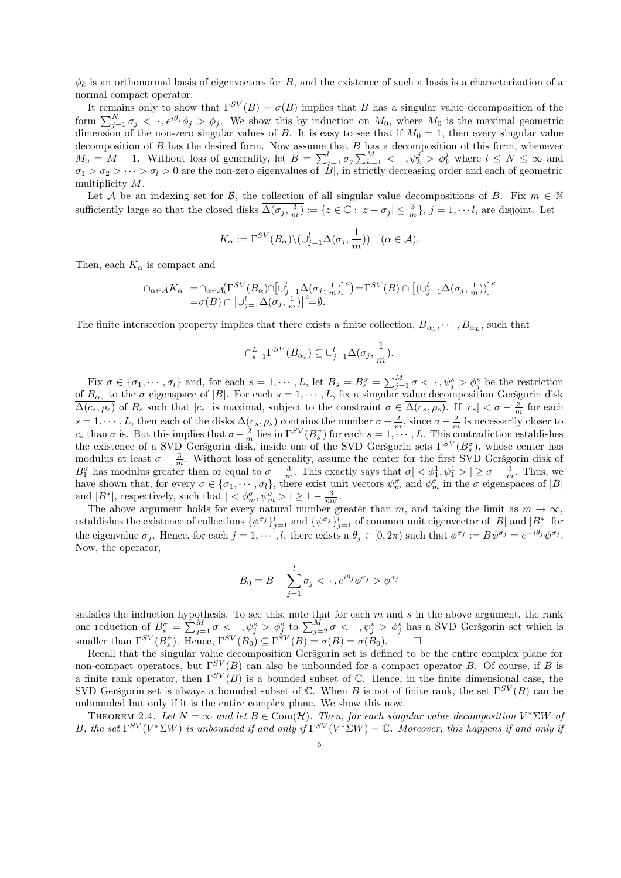$\phi_k$ is an orthonormal basis of eigenvectors for $B$, and the existence of such a basis is a characterization of a normal compact operator.

It remains only to show that $\Gamma^{SV}(B) = \sigma(B)$ implies that $B$ has a singular value decomposition of the form $\sum_{j=1}^{N} \sigma_j < \cdot, e^{i\theta_j}\phi_j > \phi_j$. We show this by induction on $M_0$, where $M_0$ is the maximal geometric dimension of the non-zero singular values of $B$. It is easy to see that if $M_0 = 1$, then every singular value decomposition of $B$ has the desired form. Now assume that $B$ has a decomposition of this form, whenever $M_0 = M - 1$. Without loss of generality, let $B = \sum_{j=1}^{l} \sigma_j \sum_{k=1}^{M} < \cdot, \psi_k^j > \phi_k^j$ where $l \leq N \leq \infty$ and $\sigma_1 > \sigma_2 > \cdots > \sigma_l > 0$ are the non-zero eigenvalues of $|B|$, in strictly decreasing order and each of geometric multiplicity $M$.

Let $\mathcal{A}$ be an indexing set for $\mathcal{B}$, the collection of all singular value decompositions of $B$. Fix $m \in \mathbb{N}$ sufficiently large so that the closed disks $\overline{\Delta(\sigma_j, \frac{3}{m})} := \{z \in \mathbb{C} : |z - \sigma_j| \leq \frac{3}{m}\}$, $j = 1, \cdots l$, are disjoint. Let

$$K_\alpha := \Gamma^{SV}(B_\alpha) \backslash (\cup_{j=1}^{l} \Delta(\sigma_j, \frac{1}{m})) \quad (\alpha \in \mathcal{A}).$$

Then, each $K_\alpha$ is compact and

$$\begin{aligned}\cap_{\alpha \in \mathcal{A}} K_\alpha &= \cap_{\alpha \in \mathcal{A}} \big(\Gamma^{SV}(B_\alpha) \cap \big[\cup_{j=1}^{l} \Delta(\sigma_j, \tfrac{1}{m})\big]^c\big) = \Gamma^{SV}(B) \cap \big[(\cup_{j=1}^{l} \Delta(\sigma_j, \tfrac{1}{m}))\big]^c \\ &= \sigma(B) \cap \big[\cup_{j=1}^{l} \Delta(\sigma_j, \tfrac{1}{m})\big]^c = \emptyset.\end{aligned}$$

The finite intersection property implies that there exists a finite collection, $B_{\alpha_1}, \cdots, B_{\alpha_L}$, such that

$$\cap_{s=1}^{L} \Gamma^{SV}(B_{\alpha_s}) \subseteq \cup_{j=1}^{l} \Delta(\sigma_j, \frac{1}{m}).$$

Fix $\sigma \in \{\sigma_1, \cdots, \sigma_l\}$ and, for each $s = 1, \cdots, L$, let $B_s = B_s^\sigma = \sum_{j=1}^{M} \sigma < \cdot, \psi_j^s > \phi_j^s$ be the restriction of $B_{\alpha_s}$ to the $\sigma$ eigenspace of $|B|$. For each $s = 1, \cdots, L$, fix a singular value decomposition Geršgorin disk $\overline{\Delta(c_s, \rho_s)}$ of $B_s$ such that $|c_s|$ is maximal, subject to the constraint $\sigma \in \overline{\Delta(c_s, \rho_s)}$. If $|c_s| < \sigma - \frac{3}{m}$ for each $s = 1, \cdots, L$, then each of the disks $\overline{\Delta(c_s, \rho_s)}$ contains the number $\sigma - \frac{2}{m}$, since $\sigma - \frac{2}{m}$ is necessarily closer to $c_s$ than $\sigma$ is. But this implies that $\sigma - \frac{2}{m}$ lies in $\Gamma^{SV}(B_s^\sigma)$ for each $s = 1, \cdots, L$. This contradiction establishes the existence of a SVD Geršgorin disk, inside one of the SVD Geršgorin sets $\Gamma^{SV}(B_s^\sigma)$, whose center has modulus at least $\sigma - \frac{3}{m}$. Without loss of generality, assume the center for the first SVD Geršgorin disk of $B_1^\sigma$ has modulus greater than or equal to $\sigma - \frac{3}{m}$. This exactly says that $\sigma| < \phi_1^1, \psi_1^1 > | \geq \sigma - \frac{3}{m}$. Thus, we have shown that, for every $\sigma \in \{\sigma_1, \cdots, \sigma_l\}$, there exist unit vectors $\psi_m^\sigma$ and $\phi_m^\sigma$ in the $\sigma$ eigenspaces of $|B|$ and $|B^*|$, respectively, such that $| < \phi_m^\sigma, \psi_m^\sigma > | \geq 1 - \frac{3}{m\sigma}$.

The above argument holds for every natural number greater than $m$, and taking the limit as $m \to \infty$, establishes the existence of collections $\{\phi^{\sigma_j}\}_{j=1}^{l}$ and $\{\psi^{\sigma_j}\}_{j=1}^{l}$ of common unit eigenvector of $|B|$ and $|B^*|$ for the eigenvalue $\sigma_j$. Hence, for each $j = 1, \cdots, l$, there exists a $\theta_j \in [0, 2\pi)$ such that $\phi^{\sigma_j} := B\psi^{\sigma_j} = e^{-i\theta_j}\psi^{\sigma_j}$. Now, the operator,

$$B_0 = B - \sum_{j=1}^{l} \sigma_j < \cdot, e^{i\theta_j}\phi^{\sigma_j} > \phi^{\sigma_j}$$

satisfies the induction hypothesis. To see this, note that for each $m$ and $s$ in the above argument, the rank one reduction of $B_s^\sigma = \sum_{j=1}^{M} \sigma < \cdot, \psi_j^s > \phi_j^s$ to $\sum_{j=2}^{M} \sigma < \cdot, \psi_j^s > \phi_j^s$ has a SVD Geršgorin set which is smaller than $\Gamma^{SV}(B_s^\sigma)$. Hence, $\Gamma^{SV}(B_0) \subseteq \Gamma^{SV}(B) = \sigma(B) = \sigma(B_0)$. $\square$

Recall that the singular value decomposition Geršgorin set is defined to be the entire complex plane for non-compact operators, but $\Gamma^{SV}(B)$ can also be unbounded for a compact operator $B$. Of course, if $B$ is a finite rank operator, then $\Gamma^{SV}(B)$ is a bounded subset of $\mathbb{C}$. Hence, in the finite dimensional case, the SVD Geršgorin set is always a bounded subset of $\mathbb{C}$. When $B$ is not of finite rank, the set $\Gamma^{SV}(B)$ can be unbounded but only if it is the entire complex plane. We show this now.

THEOREM 2.4. *Let $N = \infty$ and let $B \in \mathrm{Com}(\mathcal{H})$. Then, for each singular value decomposition $V^*\Sigma W$ of $B$, the set $\Gamma^{SV}(V^*\Sigma W)$ is unbounded if and only if $\Gamma^{SV}(V^*\Sigma W) = \mathbb{C}$. Moreover, this happens if and only if*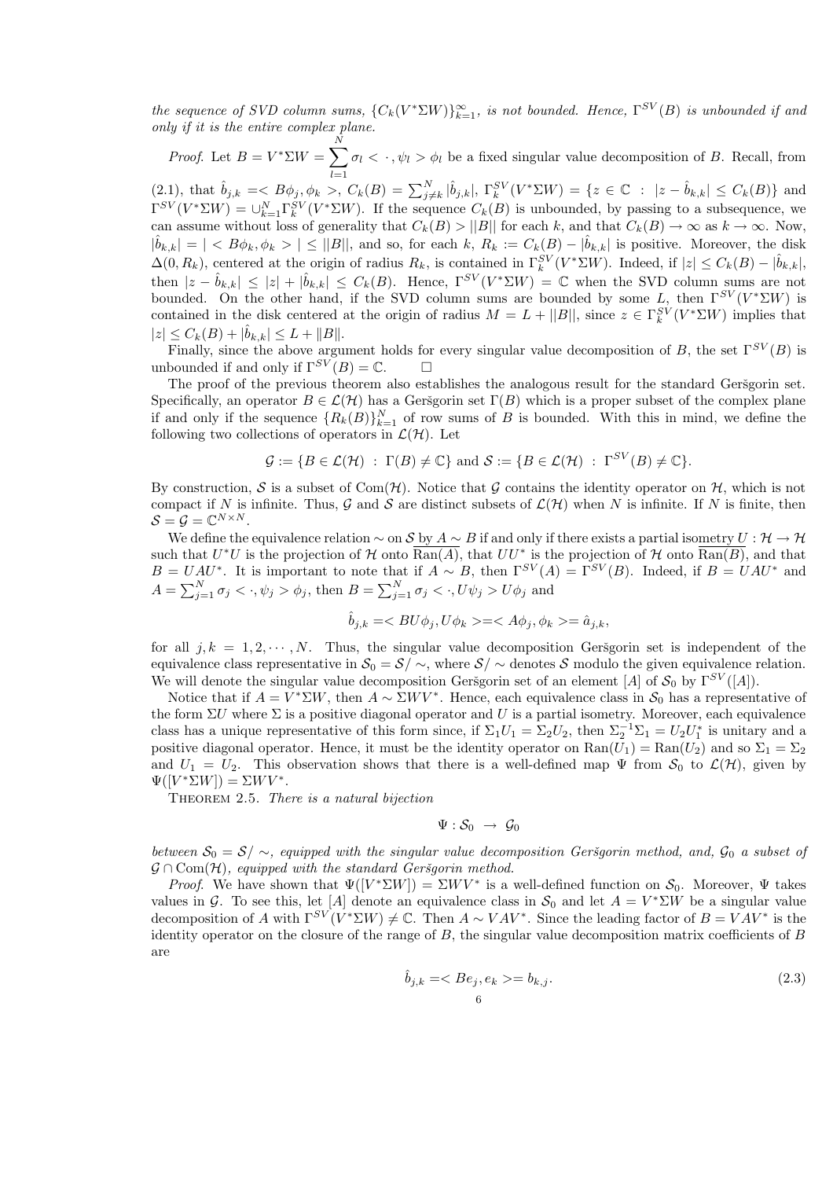*the sequence of SVD column sums, $\{C_k(V^*\Sigma W)\}_{k=1}^{\infty}$, is not bounded. Hence, $\Gamma^{SV}(B)$ is unbounded if and only if it is the entire complex plane.*

*Proof.* Let $B = V^*\Sigma W = \sum_{l=1}^{N} \sigma_l < \cdot, \psi_l > \phi_l$ be a fixed singular value decomposition of $B$. Recall, from (2.1), that $\hat{b}_{j,k} =< B\phi_j, \phi_k >$, $C_k(B) = \sum_{j\neq k}^{N} |\hat{b}_{j,k}|$, $\Gamma_k^{SV}(V^*\Sigma W) = \{z \in \mathbb{C} \ : \ |z - \hat{b}_{k,k}| \leq C_k(B)\}$ and $\Gamma^{SV}(V^*\Sigma W) = \cup_{k=1}^{N} \Gamma_k^{SV}(V^*\Sigma W)$. If the sequence $C_k(B)$ is unbounded, by passing to a subsequence, we can assume without loss of generality that $C_k(B) > ||B||$ for each $k$, and that $C_k(B) \to \infty$ as $k \to \infty$. Now, $|\hat{b}_{k,k}| = | < B\phi_k, \phi_k > | \leq ||B||$, and so, for each $k$, $R_k := C_k(B) - |\hat{b}_{k,k}|$ is positive. Moreover, the disk $\Delta(0, R_k)$, centered at the origin of radius $R_k$, is contained in $\Gamma_k^{SV}(V^*\Sigma W)$. Indeed, if $|z| \leq C_k(B) - |\hat{b}_{k,k}|$, then $|z - \hat{b}_{k,k}| \leq |z| + |\hat{b}_{k,k}| \leq C_k(B)$. Hence, $\Gamma^{SV}(V^*\Sigma W) = \mathbb{C}$ when the SVD column sums are not bounded. On the other hand, if the SVD column sums are bounded by some $L$, then $\Gamma^{SV}(V^*\Sigma W)$ is contained in the disk centered at the origin of radius $M = L + ||B||$, since $z \in \Gamma_k^{SV}(V^*\Sigma W)$ implies that $|z| \leq C_k(B) + |\hat{b}_{k,k}| \leq L + \|B\|$.

Finally, since the above argument holds for every singular value decomposition of $B$, the set $\Gamma^{SV}(B)$ is unbounded if and only if $\Gamma^{SV}(B) = \mathbb{C}$. □

The proof of the previous theorem also establishes the analogous result for the standard Geršgorin set. Specifically, an operator $B \in \mathcal{L}(\mathcal{H})$ has a Geršgorin set $\Gamma(B)$ which is a proper subset of the complex plane if and only if the sequence $\{R_k(B)\}_{k=1}^{N}$ of row sums of $B$ is bounded. With this in mind, we define the following two collections of operators in $\mathcal{L}(\mathcal{H})$. Let

$$\mathcal{G} := \{B \in \mathcal{L}(\mathcal{H}) \ : \ \Gamma(B) \neq \mathbb{C}\} \text{ and } \mathcal{S} := \{B \in \mathcal{L}(\mathcal{H}) \ : \ \Gamma^{SV}(B) \neq \mathbb{C}\}.$$

By construction, $\mathcal{S}$ is a subset of $\mathrm{Com}(\mathcal{H})$. Notice that $\mathcal{G}$ contains the identity operator on $\mathcal{H}$, which is not compact if $N$ is infinite. Thus, $\mathcal{G}$ and $\mathcal{S}$ are distinct subsets of $\mathcal{L}(\mathcal{H})$ when $N$ is infinite. If $N$ is finite, then $\mathcal{S} = \mathcal{G} = \mathbb{C}^{N\times N}$.

We define the equivalence relation $\sim$ on $\mathcal{S}$ by $A \sim B$ if and only if there exists a partial isometry $U : \mathcal{H} \to \mathcal{H}$ such that $U^*U$ is the projection of $\mathcal{H}$ onto $\overline{\mathrm{Ran}(A)}$, that $UU^*$ is the projection of $\mathcal{H}$ onto $\overline{\mathrm{Ran}(B)}$, and that $B = UAU^*$. It is important to note that if $A \sim B$, then $\Gamma^{SV}(A) = \Gamma^{SV}(B)$. Indeed, if $B = UAU^*$ and $A = \sum_{j=1}^{N} \sigma_j < \cdot, \psi_j > \phi_j$, then $B = \sum_{j=1}^{N} \sigma_j < \cdot, U\psi_j > U\phi_j$ and

$$\hat{b}_{j,k} =< BU\phi_j, U\phi_k >=< A\phi_j, \phi_k >= \hat{a}_{j,k},$$

for all $j, k = 1, 2, \cdots, N$. Thus, the singular value decomposition Geršgorin set is independent of the equivalence class representative in $\mathcal{S}_0 = \mathcal{S}/\sim$, where $\mathcal{S}/\sim$ denotes $\mathcal{S}$ modulo the given equivalence relation. We will denote the singular value decomposition Geršgorin set of an element $[A]$ of $\mathcal{S}_0$ by $\Gamma^{SV}([A])$.

Notice that if $A = V^*\Sigma W$, then $A \sim \Sigma WV^*$. Hence, each equivalence class in $\mathcal{S}_0$ has a representative of the form $\Sigma U$ where $\Sigma$ is a positive diagonal operator and $U$ is a partial isometry. Moreover, each equivalence class has a unique representative of this form since, if $\Sigma_1 U_1 = \Sigma_2 U_2$, then $\Sigma_2^{-1}\Sigma_1 = U_2 U_1^*$ is unitary and a positive diagonal operator. Hence, it must be the identity operator on $\mathrm{Ran}(U_1) = \mathrm{Ran}(U_2)$ and so $\Sigma_1 = \Sigma_2$ and $U_1 = U_2$. This observation shows that there is a well-defined map $\Psi$ from $\mathcal{S}_0$ to $\mathcal{L}(\mathcal{H})$, given by $\Psi([V^*\Sigma W]) = \Sigma WV^*$.

THEOREM 2.5. *There is a natural bijection*

$$\Psi : \mathcal{S}_0 \ \to \ \mathcal{G}_0$$

*between $\mathcal{S}_0 = \mathcal{S}/\sim$, equipped with the singular value decomposition Geršgorin method, and, $\mathcal{G}_0$ a subset of $\mathcal{G} \cap \mathrm{Com}(\mathcal{H})$, equipped with the standard Geršgorin method.*

*Proof.* We have shown that $\Psi([V^*\Sigma W]) = \Sigma WV^*$ is a well-defined function on $\mathcal{S}_0$. Moreover, $\Psi$ takes values in $\mathcal{G}$. To see this, let $[A]$ denote an equivalence class in $\mathcal{S}_0$ and let $A = V^*\Sigma W$ be a singular value decomposition of $A$ with $\Gamma^{SV}(V^*\Sigma W) \neq \mathbb{C}$. Then $A \sim VAV^*$. Since the leading factor of $B = VAV^*$ is the identity operator on the closure of the range of $B$, the singular value decomposition matrix coefficients of $B$ are

$$\hat{b}_{j,k} =< Be_j, e_k >= b_{k,j}. \tag{2.3}$$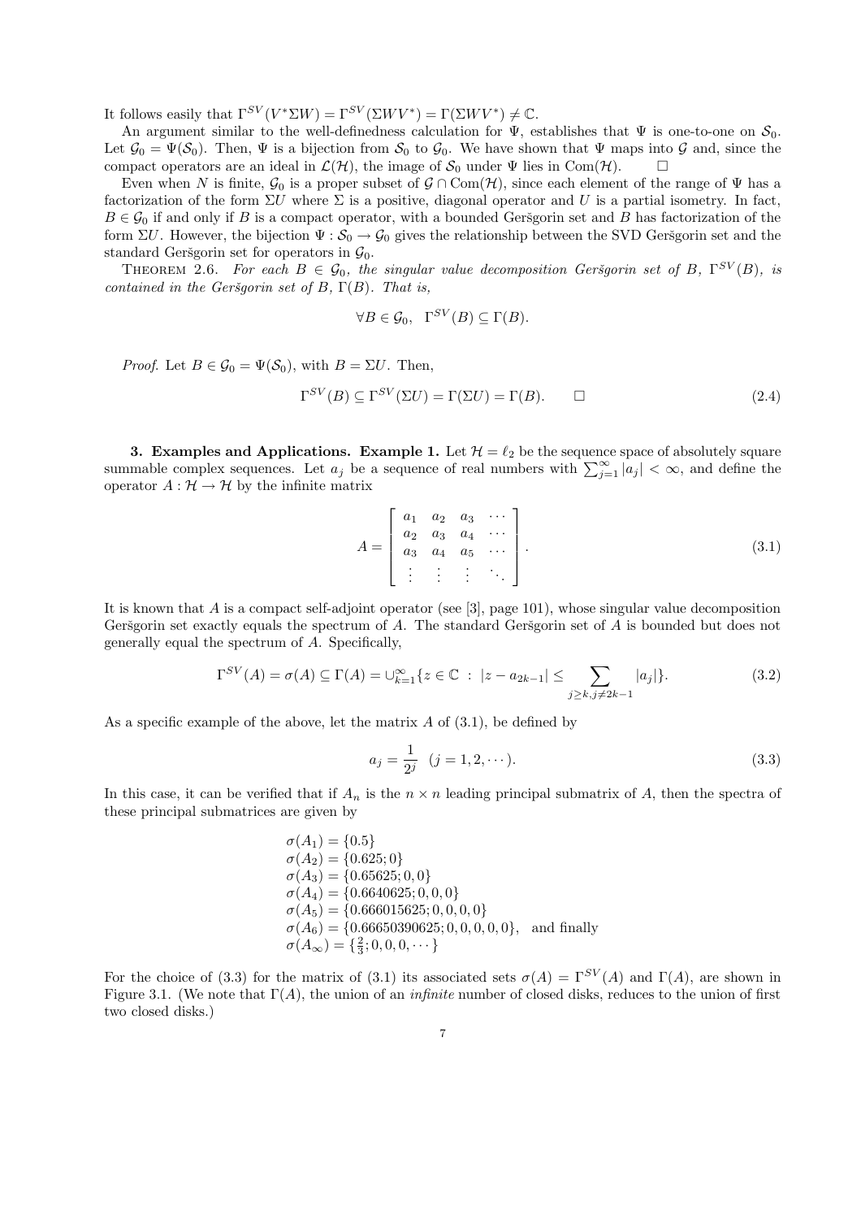It follows easily that $\Gamma^{SV}(V^*\Sigma W) = \Gamma^{SV}(\Sigma W V^*) = \Gamma(\Sigma W V^*) \neq \mathbb{C}$.

An argument similar to the well-definedness calculation for $\Psi$, establishes that $\Psi$ is one-to-one on $\mathcal{S}_0$. Let $\mathcal{G}_0 = \Psi(\mathcal{S}_0)$. Then, $\Psi$ is a bijection from $\mathcal{S}_0$ to $\mathcal{G}_0$. We have shown that $\Psi$ maps into $\mathcal{G}$ and, since the compact operators are an ideal in $\mathcal{L}(\mathcal{H})$, the image of $\mathcal{S}_0$ under $\Psi$ lies in $\mathrm{Com}(\mathcal{H})$. $\square$

Even when $N$ is finite, $\mathcal{G}_0$ is a proper subset of $\mathcal{G} \cap \mathrm{Com}(\mathcal{H})$, since each element of the range of $\Psi$ has a factorization of the form $\Sigma U$ where $\Sigma$ is a positive, diagonal operator and $U$ is a partial isometry. In fact, $B \in \mathcal{G}_0$ if and only if $B$ is a compact operator, with a bounded Geršgorin set and $B$ has factorization of the form $\Sigma U$. However, the bijection $\Psi : \mathcal{S}_0 \to \mathcal{G}_0$ gives the relationship between the SVD Geršgorin set and the standard Geršgorin set for operators in $\mathcal{G}_0$.

Theorem 2.6. *For each $B \in \mathcal{G}_0$, the singular value decomposition Geršgorin set of $B$, $\Gamma^{SV}(B)$, is contained in the Geršgorin set of $B$, $\Gamma(B)$. That is,*

$$\forall B \in \mathcal{G}_0, \quad \Gamma^{SV}(B) \subseteq \Gamma(B).$$

*Proof.* Let $B \in \mathcal{G}_0 = \Psi(\mathcal{S}_0)$, with $B = \Sigma U$. Then,

$$\Gamma^{SV}(B) \subseteq \Gamma^{SV}(\Sigma U) = \Gamma(\Sigma U) = \Gamma(B). \qquad \square \tag{2.4}$$

## 3. Examples and Applications.

**Example 1.** Let $\mathcal{H} = \ell_2$ be the sequence space of absolutely square summable complex sequences. Let $a_j$ be a sequence of real numbers with $\sum_{j=1}^{\infty} |a_j| < \infty$, and define the operator $A : \mathcal{H} \to \mathcal{H}$ by the infinite matrix

$$A = \begin{bmatrix} a_1 & a_2 & a_3 & \cdots \\ a_2 & a_3 & a_4 & \cdots \\ a_3 & a_4 & a_5 & \cdots \\ \vdots & \vdots & \vdots & \ddots \end{bmatrix}. \tag{3.1}$$

It is known that $A$ is a compact self-adjoint operator (see [3], page 101), whose singular value decomposition Geršgorin set exactly equals the spectrum of $A$. The standard Geršgorin set of $A$ is bounded but does not generally equal the spectrum of $A$. Specifically,

$$\Gamma^{SV}(A) = \sigma(A) \subseteq \Gamma(A) = \cup_{k=1}^{\infty} \{z \in \mathbb{C} \; : \; |z - a_{2k-1}| \leq \sum_{j \geq k, j \neq 2k-1} |a_j|\}. \tag{3.2}$$

As a specific example of the above, let the matrix $A$ of (3.1), be defined by

$$a_j = \frac{1}{2^j} \quad (j = 1, 2, \cdots). \tag{3.3}$$

In this case, it can be verified that if $A_n$ is the $n \times n$ leading principal submatrix of $A$, then the spectra of these principal submatrices are given by

$$\begin{aligned}
&\sigma(A_1) = \{0.5\} \\
&\sigma(A_2) = \{0.625; 0\} \\
&\sigma(A_3) = \{0.65625; 0, 0\} \\
&\sigma(A_4) = \{0.6640625; 0, 0, 0\} \\
&\sigma(A_5) = \{0.666015625; 0, 0, 0, 0\} \\
&\sigma(A_6) = \{0.66650390625; 0, 0, 0, 0, 0\}, \quad \text{and finally} \\
&\sigma(A_\infty) = \{\tfrac{2}{3}; 0, 0, 0, \cdots\}
\end{aligned}$$

For the choice of (3.3) for the matrix of (3.1) its associated sets $\sigma(A) = \Gamma^{SV}(A)$ and $\Gamma(A)$, are shown in Figure 3.1. (We note that $\Gamma(A)$, the union of an *infinite* number of closed disks, reduces to the union of first two closed disks.)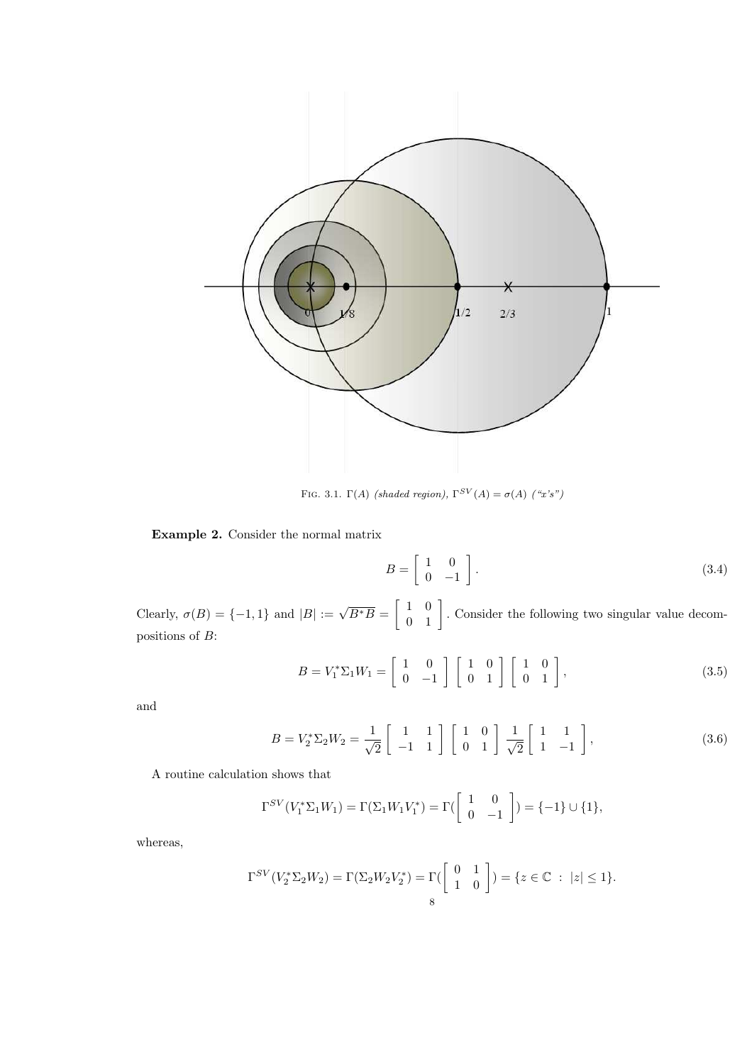Fig. 3.1. $\Gamma(A)$ *(shaded region)*, $\Gamma^{SV}(A) = \sigma(A)$ *("x's")*

**Example 2.** Consider the normal matrix

$$B = \begin{bmatrix} 1 & 0 \\ 0 & -1 \end{bmatrix}. \tag{3.4}$$

Clearly, $\sigma(B) = \{-1, 1\}$ and $|B| := \sqrt{B^*B} = \begin{bmatrix} 1 & 0 \\ 0 & 1 \end{bmatrix}$. Consider the following two singular value decompositions of $B$:

$$B = V_1^* \Sigma_1 W_1 = \begin{bmatrix} 1 & 0 \\ 0 & -1 \end{bmatrix} \begin{bmatrix} 1 & 0 \\ 0 & 1 \end{bmatrix} \begin{bmatrix} 1 & 0 \\ 0 & 1 \end{bmatrix}, \tag{3.5}$$

and

$$B = V_2^* \Sigma_2 W_2 = \frac{1}{\sqrt{2}} \begin{bmatrix} 1 & 1 \\ -1 & 1 \end{bmatrix} \begin{bmatrix} 1 & 0 \\ 0 & 1 \end{bmatrix} \frac{1}{\sqrt{2}} \begin{bmatrix} 1 & 1 \\ 1 & -1 \end{bmatrix}, \tag{3.6}$$

A routine calculation shows that

$$\Gamma^{SV}(V_1^* \Sigma_1 W_1) = \Gamma(\Sigma_1 W_1 V_1^*) = \Gamma(\begin{bmatrix} 1 & 0 \\ 0 & -1 \end{bmatrix}) = \{-1\} \cup \{1\},$$

whereas,

$$\Gamma^{SV}(V_2^* \Sigma_2 W_2) = \Gamma(\Sigma_2 W_2 V_2^*) = \Gamma(\begin{bmatrix} 0 & 1 \\ 1 & 0 \end{bmatrix}) = \{z \in \mathbb{C} \ : \ |z| \leq 1\}.$$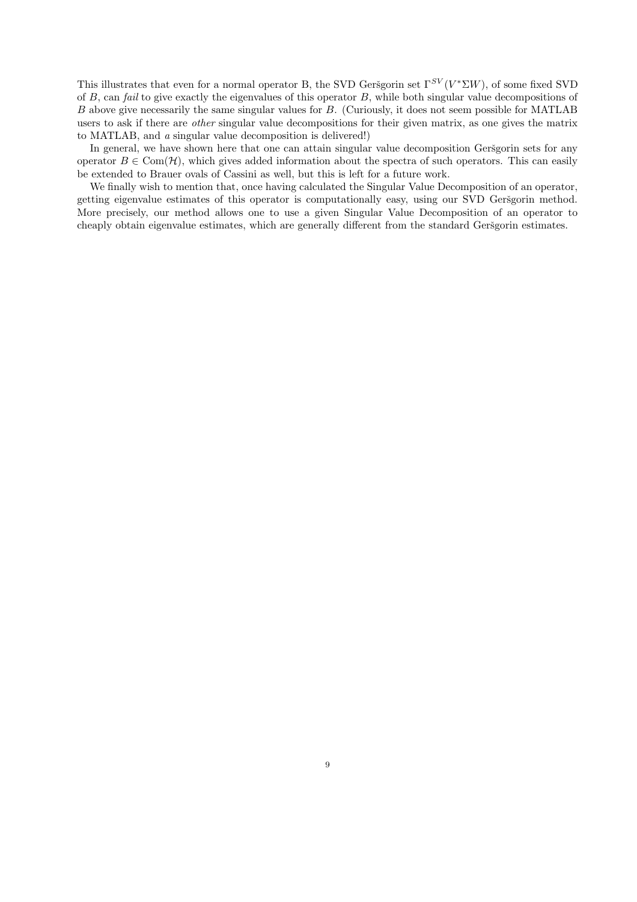This illustrates that even for a normal operator B, the SVD Geršgorin set $\Gamma^{SV}(V^*\Sigma W)$, of some fixed SVD of $B$, can *fail* to give exactly the eigenvalues of this operator $B$, while both singular value decompositions of $B$ above give necessarily the same singular values for $B$. (Curiously, it does not seem possible for MATLAB users to ask if there are *other* singular value decompositions for their given matrix, as one gives the matrix to MATLAB, and *a* singular value decomposition is delivered!)

In general, we have shown here that one can attain singular value decomposition Geršgorin sets for any operator $B \in \mathrm{Com}(\mathcal{H})$, which gives added information about the spectra of such operators. This can easily be extended to Brauer ovals of Cassini as well, but this is left for a future work.

We finally wish to mention that, once having calculated the Singular Value Decomposition of an operator, getting eigenvalue estimates of this operator is computationally easy, using our SVD Geršgorin method. More precisely, our method allows one to use a given Singular Value Decomposition of an operator to cheaply obtain eigenvalue estimates, which are generally different from the standard Geršgorin estimates.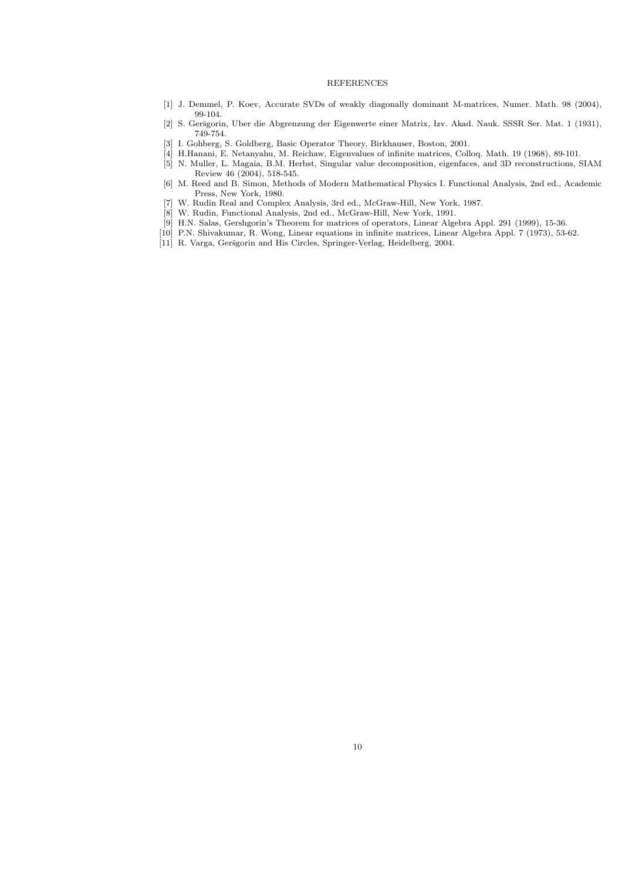# REFERENCES

[1] J. Demmel, P. Koev, Accurate SVDs of weakly diagonally dominant M-matrices, Numer. Math. 98 (2004), 99-104.

[2] S. Geršgorin, Uber die Abgrenzung der Eigenwerte einer Matrix, Izv. Akad. Nauk. SSSR Ser. Mat. 1 (1931), 749-754.

[3] I. Gohberg, S. Goldberg, Basic Operator Theory, Birkhauser, Boston, 2001.

[4] H.Hanani, E. Netanyahu, M. Reichaw, Eigenvalues of infinite matrices, Colloq. Math. 19 (1968), 89-101.

[5] N. Muller, L. Magaia, B.M. Herbst, Singular value decomposition, eigenfaces, and 3D reconstructions, SIAM Review 46 (2004), 518-545.

[6] M. Reed and B. Simon, Methods of Modern Mathematical Physics I. Functional Analysis, 2nd ed., Academic Press, New York, 1980.

[7] W. Rudin Real and Complex Analysis, 3rd ed., McGraw-Hill, New York, 1987.

[8] W. Rudin, Functional Analysis, 2nd ed., McGraw-Hill, New York, 1991.

[9] H.N. Salas, Gershgorin's Theorem for matrices of operators, Linear Algebra Appl. 291 (1999), 15-36.

[10] P.N. Shivakumar, R. Wong, Linear equations in infinite matrices, Linear Algebra Appl. 7 (1973), 53-62.

[11] R. Varga, Geršgorin and His Circles, Springer-Verlag, Heidelberg, 2004.